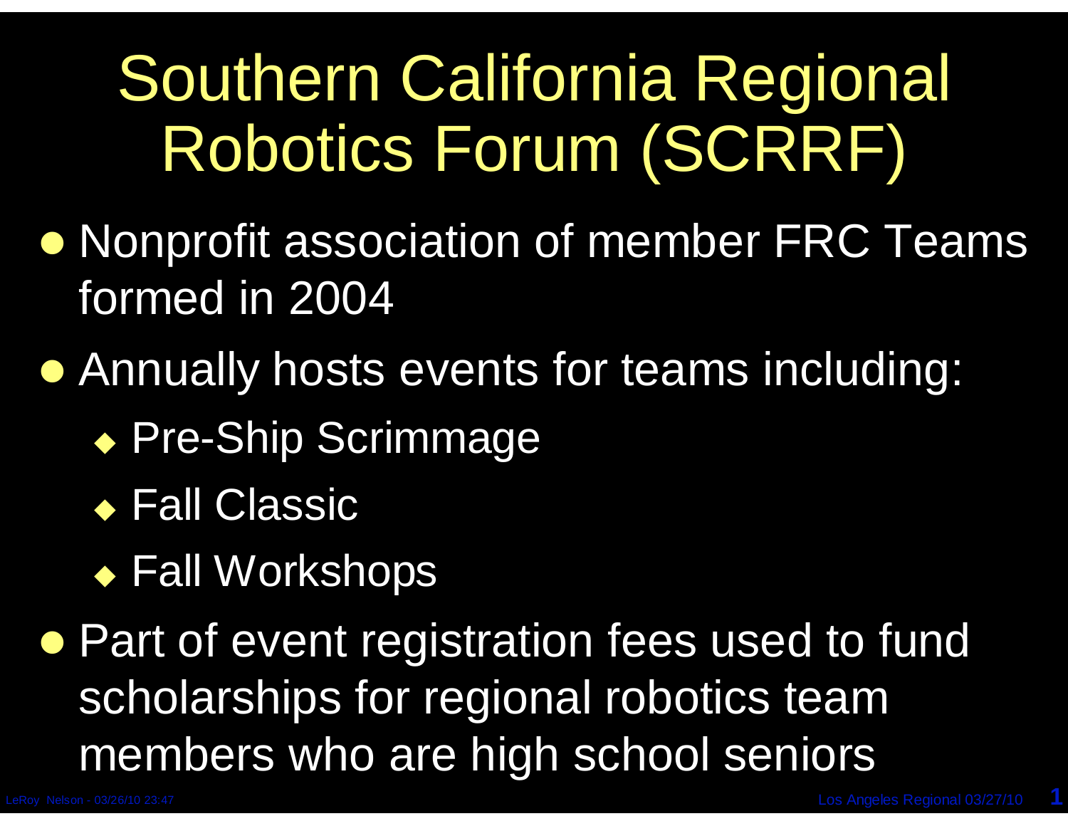# Southern California Regional Robotics Forum (SCRRF)

- Nonprofit association of member FRC Teams formed in 2004
- Annually hosts events for teams including:
  - Pre-Ship Scrimmage
  - Fall Classic
  - Fall Workshops
- Part of event registration fees used to fund scholarships for regional robotics team members who are high school seniors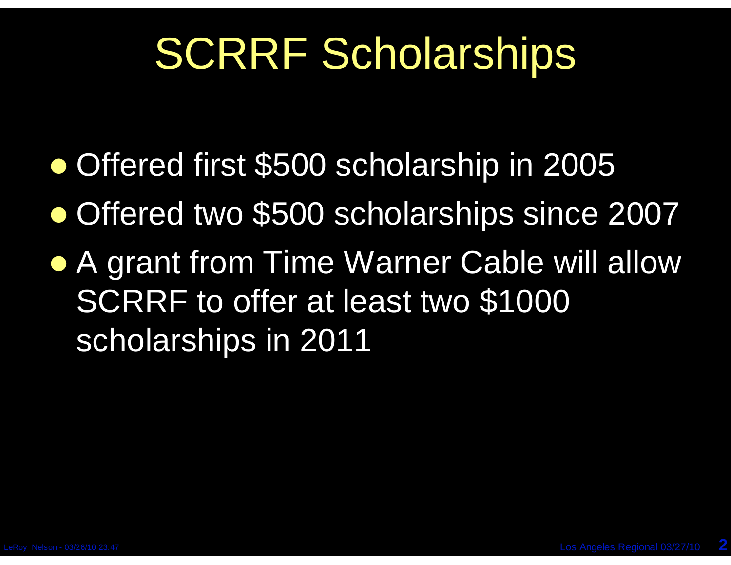# SCRRF Scholarships

- Offered first $500 scholarship in 2005
- Offered two $500 scholarships since 2007
- A grant from Time Warner Cable will allow SCRRF to offer at least two $1000 scholarships in 2011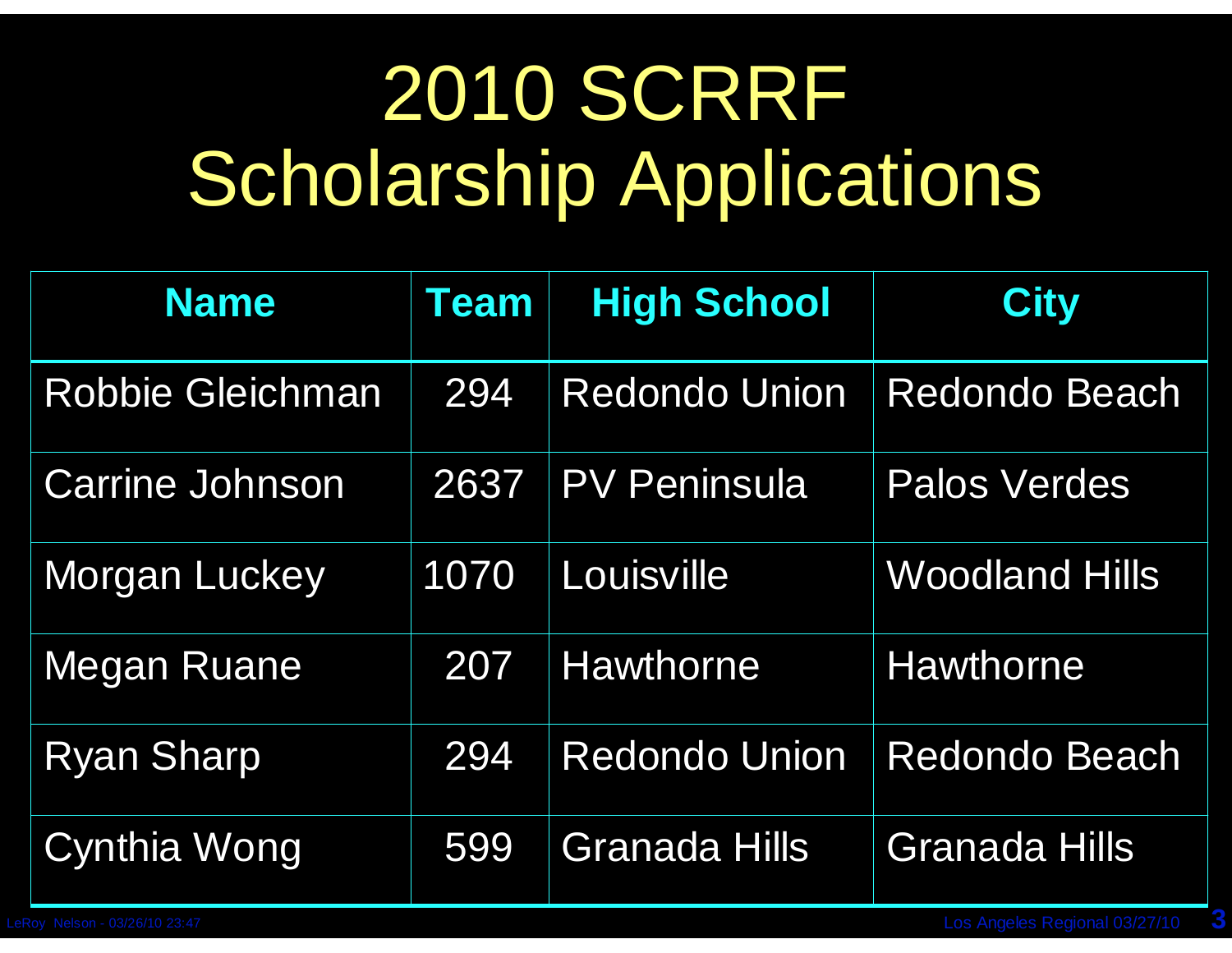# 2010 SCRRF Scholarship Applications

| Name | Team | High School | City |
|---|---|---|---|
| Robbie Gleichman | 294 | Redondo Union | Redondo Beach |
| Carrine Johnson | 2637 | PV Peninsula | Palos Verdes |
| Morgan Luckey | 1070 | Louisville | Woodland Hills |
| Megan Ruane | 207 | Hawthorne | Hawthorne |
| Ryan Sharp | 294 | Redondo Union | Redondo Beach |
| Cynthia Wong | 599 | Granada Hills | Granada Hills |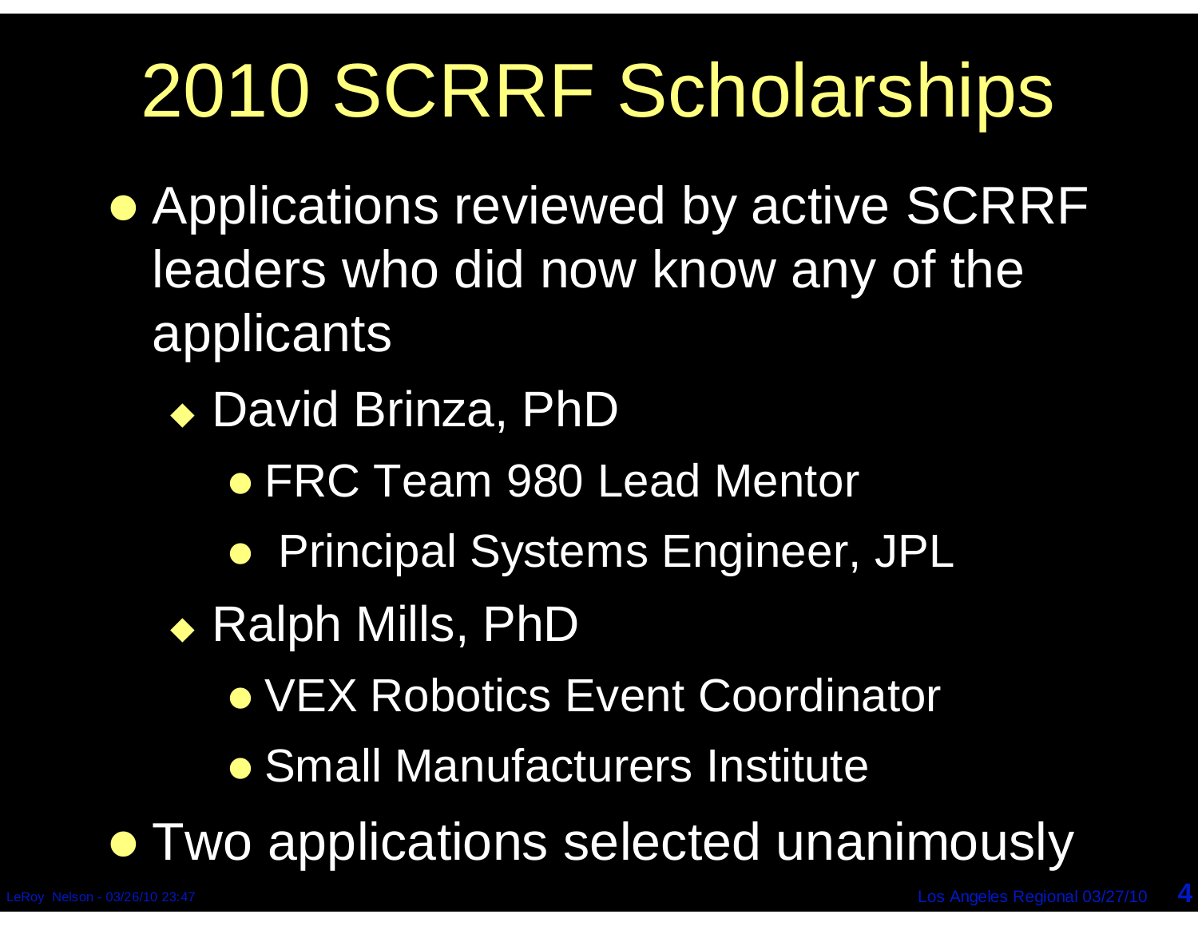# 2010 SCRRF Scholarships

- Applications reviewed by active SCRRF leaders who did now know any of the applicants
  - David Brinza, PhD
    - FRC Team 980 Lead Mentor
    - Principal Systems Engineer, JPL
  - Ralph Mills, PhD
    - VEX Robotics Event Coordinator
    - Small Manufacturers Institute
- Two applications selected unanimously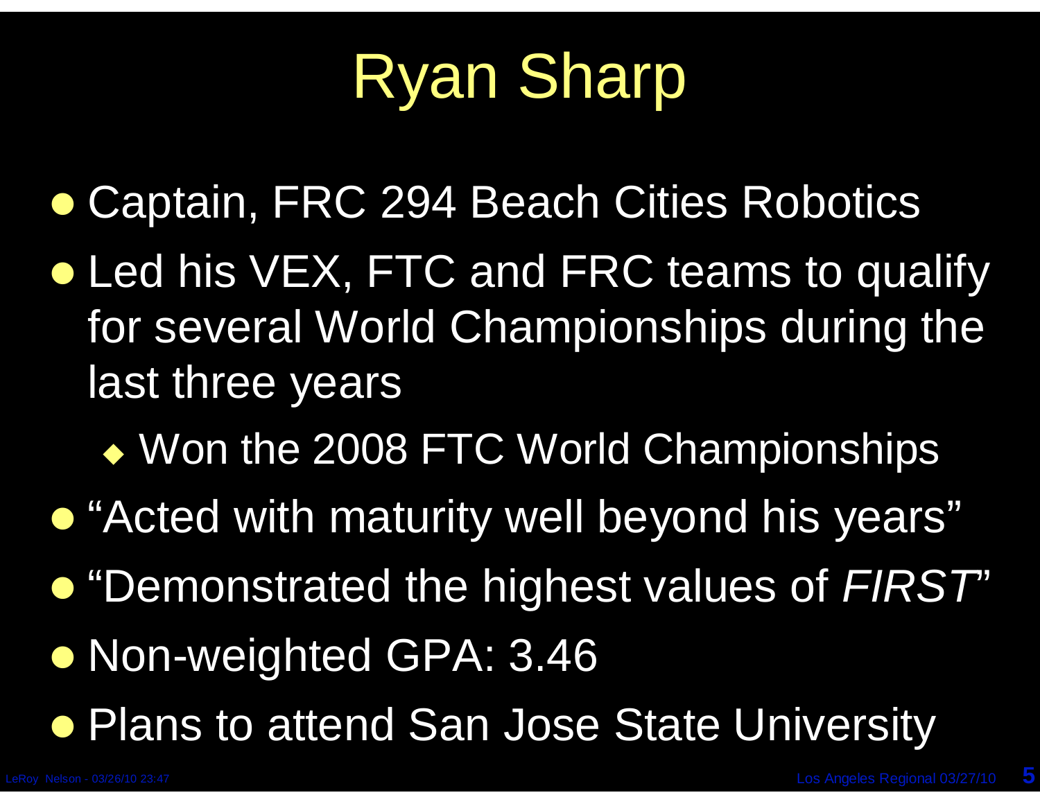# Ryan Sharp

- Captain, FRC 294 Beach Cities Robotics
- Led his VEX, FTC and FRC teams to qualify for several World Championships during the last three years
  - Won the 2008 FTC World Championships
- "Acted with maturity well beyond his years"
- "Demonstrated the highest values of *FIRST*"
- Non-weighted GPA: 3.46
- Plans to attend San Jose State University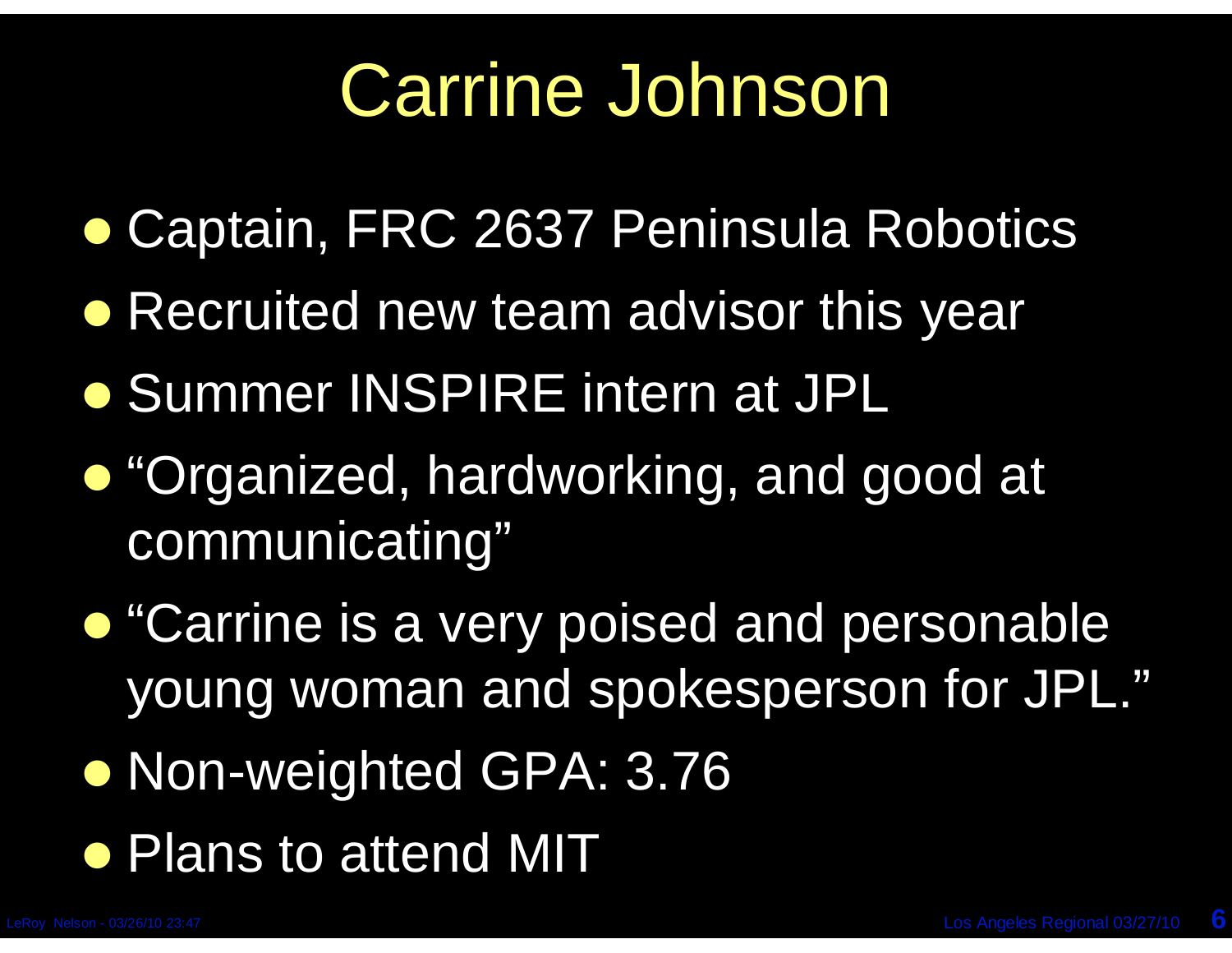# Carrine Johnson

- Captain, FRC 2637 Peninsula Robotics
- Recruited new team advisor this year
- Summer INSPIRE intern at JPL
- "Organized, hardworking, and good at communicating"
- "Carrine is a very poised and personable young woman and spokesperson for JPL."
- Non-weighted GPA: 3.76
- Plans to attend MIT